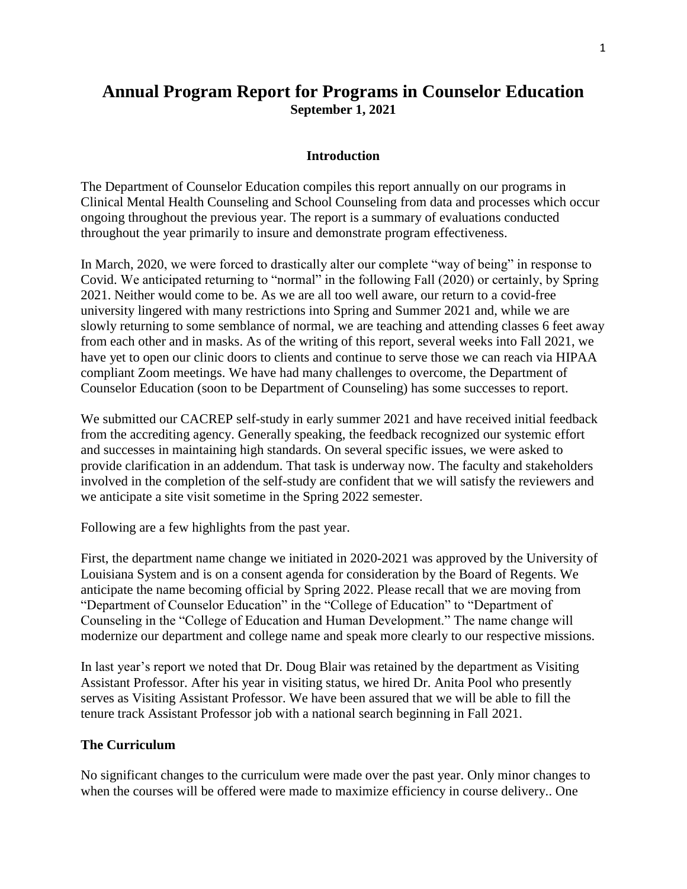# Annual Program Report for Programs in Counselor Education

**September 1, 2021**

## Introduction

The Department of Counselor Education compiles this report annually on our programs in Clinical Mental Health Counseling and School Counseling from data and processes which occur ongoing throughout the previous year. The report is a summary of evaluations conducted throughout the year primarily to insure and demonstrate program effectiveness.

In March, 2020, we were forced to drastically alter our complete "way of being" in response to Covid. We anticipated returning to "normal" in the following Fall (2020) or certainly, by Spring 2021. Neither would come to be. As we are all too well aware, our return to a covid-free university lingered with many restrictions into Spring and Summer 2021 and, while we are slowly returning to some semblance of normal, we are teaching and attending classes 6 feet away from each other and in masks. As of the writing of this report, several weeks into Fall 2021, we have yet to open our clinic doors to clients and continue to serve those we can reach via HIPAA compliant Zoom meetings. We have had many challenges to overcome, the Department of Counselor Education (soon to be Department of Counseling) has some successes to report.

We submitted our CACREP self-study in early summer 2021 and have received initial feedback from the accrediting agency. Generally speaking, the feedback recognized our systemic effort and successes in maintaining high standards. On several specific issues, we were asked to provide clarification in an addendum. That task is underway now. The faculty and stakeholders involved in the completion of the self-study are confident that we will satisfy the reviewers and we anticipate a site visit sometime in the Spring 2022 semester.

Following are a few highlights from the past year.

First, the department name change we initiated in 2020-2021 was approved by the University of Louisiana System and is on a consent agenda for consideration by the Board of Regents. We anticipate the name becoming official by Spring 2022. Please recall that we are moving from "Department of Counselor Education" in the "College of Education" to "Department of Counseling in the "College of Education and Human Development." The name change will modernize our department and college name and speak more clearly to our respective missions.

In last year's report we noted that Dr. Doug Blair was retained by the department as Visiting Assistant Professor. After his year in visiting status, we hired Dr. Anita Pool who presently serves as Visiting Assistant Professor. We have been assured that we will be able to fill the tenure track Assistant Professor job with a national search beginning in Fall 2021.

### The Curriculum

No significant changes to the curriculum were made over the past year. Only minor changes to when the courses will be offered were made to maximize efficiency in course delivery.. One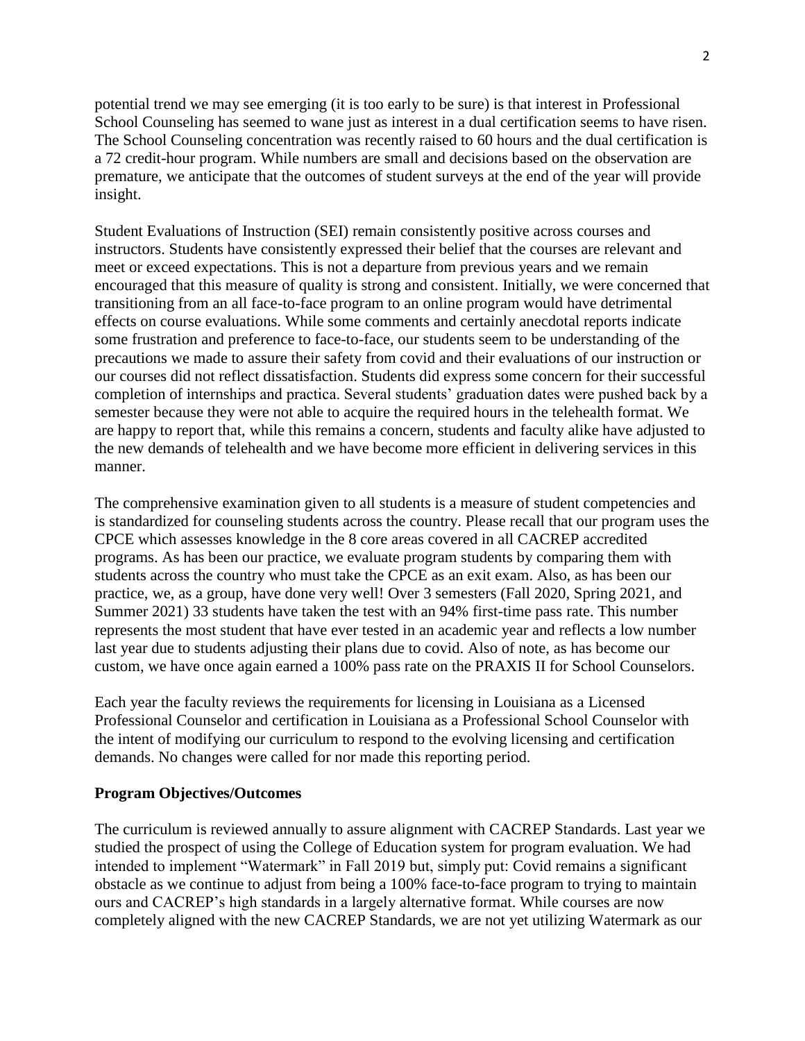potential trend we may see emerging (it is too early to be sure) is that interest in Professional School Counseling has seemed to wane just as interest in a dual certification seems to have risen. The School Counseling concentration was recently raised to 60 hours and the dual certification is a 72 credit-hour program. While numbers are small and decisions based on the observation are premature, we anticipate that the outcomes of student surveys at the end of the year will provide insight.

Student Evaluations of Instruction (SEI) remain consistently positive across courses and instructors. Students have consistently expressed their belief that the courses are relevant and meet or exceed expectations. This is not a departure from previous years and we remain encouraged that this measure of quality is strong and consistent. Initially, we were concerned that transitioning from an all face-to-face program to an online program would have detrimental effects on course evaluations. While some comments and certainly anecdotal reports indicate some frustration and preference to face-to-face, our students seem to be understanding of the precautions we made to assure their safety from covid and their evaluations of our instruction or our courses did not reflect dissatisfaction. Students did express some concern for their successful completion of internships and practica. Several students' graduation dates were pushed back by a semester because they were not able to acquire the required hours in the telehealth format. We are happy to report that, while this remains a concern, students and faculty alike have adjusted to the new demands of telehealth and we have become more efficient in delivering services in this manner.

The comprehensive examination given to all students is a measure of student competencies and is standardized for counseling students across the country. Please recall that our program uses the CPCE which assesses knowledge in the 8 core areas covered in all CACREP accredited programs. As has been our practice, we evaluate program students by comparing them with students across the country who must take the CPCE as an exit exam. Also, as has been our practice, we, as a group, have done very well! Over 3 semesters (Fall 2020, Spring 2021, and Summer 2021) 33 students have taken the test with an 94% first-time pass rate. This number represents the most student that have ever tested in an academic year and reflects a low number last year due to students adjusting their plans due to covid. Also of note, as has become our custom, we have once again earned a 100% pass rate on the PRAXIS II for School Counselors.

Each year the faculty reviews the requirements for licensing in Louisiana as a Licensed Professional Counselor and certification in Louisiana as a Professional School Counselor with the intent of modifying our curriculum to respond to the evolving licensing and certification demands. No changes were called for nor made this reporting period.

**Program Objectives/Outcomes**

The curriculum is reviewed annually to assure alignment with CACREP Standards. Last year we studied the prospect of using the College of Education system for program evaluation. We had intended to implement "Watermark" in Fall 2019 but, simply put: Covid remains a significant obstacle as we continue to adjust from being a 100% face-to-face program to trying to maintain ours and CACREP's high standards in a largely alternative format. While courses are now completely aligned with the new CACREP Standards, we are not yet utilizing Watermark as our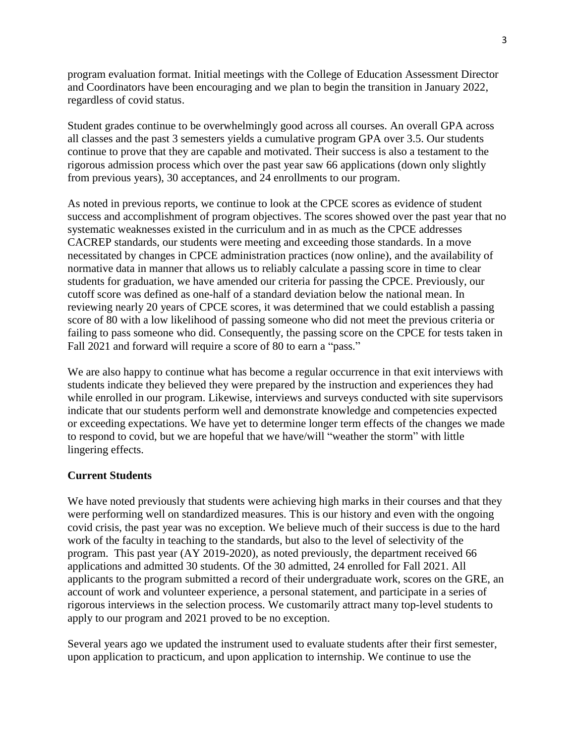program evaluation format. Initial meetings with the College of Education Assessment Director and Coordinators have been encouraging and we plan to begin the transition in January 2022, regardless of covid status.

Student grades continue to be overwhelmingly good across all courses. An overall GPA across all classes and the past 3 semesters yields a cumulative program GPA over 3.5. Our students continue to prove that they are capable and motivated. Their success is also a testament to the rigorous admission process which over the past year saw 66 applications (down only slightly from previous years), 30 acceptances, and 24 enrollments to our program.

As noted in previous reports, we continue to look at the CPCE scores as evidence of student success and accomplishment of program objectives. The scores showed over the past year that no systematic weaknesses existed in the curriculum and in as much as the CPCE addresses CACREP standards, our students were meeting and exceeding those standards. In a move necessitated by changes in CPCE administration practices (now online), and the availability of normative data in manner that allows us to reliably calculate a passing score in time to clear students for graduation, we have amended our criteria for passing the CPCE. Previously, our cutoff score was defined as one-half of a standard deviation below the national mean. In reviewing nearly 20 years of CPCE scores, it was determined that we could establish a passing score of 80 with a low likelihood of passing someone who did not meet the previous criteria or failing to pass someone who did. Consequently, the passing score on the CPCE for tests taken in Fall 2021 and forward will require a score of 80 to earn a "pass."

We are also happy to continue what has become a regular occurrence in that exit interviews with students indicate they believed they were prepared by the instruction and experiences they had while enrolled in our program. Likewise, interviews and surveys conducted with site supervisors indicate that our students perform well and demonstrate knowledge and competencies expected or exceeding expectations. We have yet to determine longer term effects of the changes we made to respond to covid, but we are hopeful that we have/will "weather the storm" with little lingering effects.

**Current Students**

We have noted previously that students were achieving high marks in their courses and that they were performing well on standardized measures. This is our history and even with the ongoing covid crisis, the past year was no exception. We believe much of their success is due to the hard work of the faculty in teaching to the standards, but also to the level of selectivity of the program. This past year (AY 2019-2020), as noted previously, the department received 66 applications and admitted 30 students. Of the 30 admitted, 24 enrolled for Fall 2021. All applicants to the program submitted a record of their undergraduate work, scores on the GRE, an account of work and volunteer experience, a personal statement, and participate in a series of rigorous interviews in the selection process. We customarily attract many top-level students to apply to our program and 2021 proved to be no exception.

Several years ago we updated the instrument used to evaluate students after their first semester, upon application to practicum, and upon application to internship. We continue to use the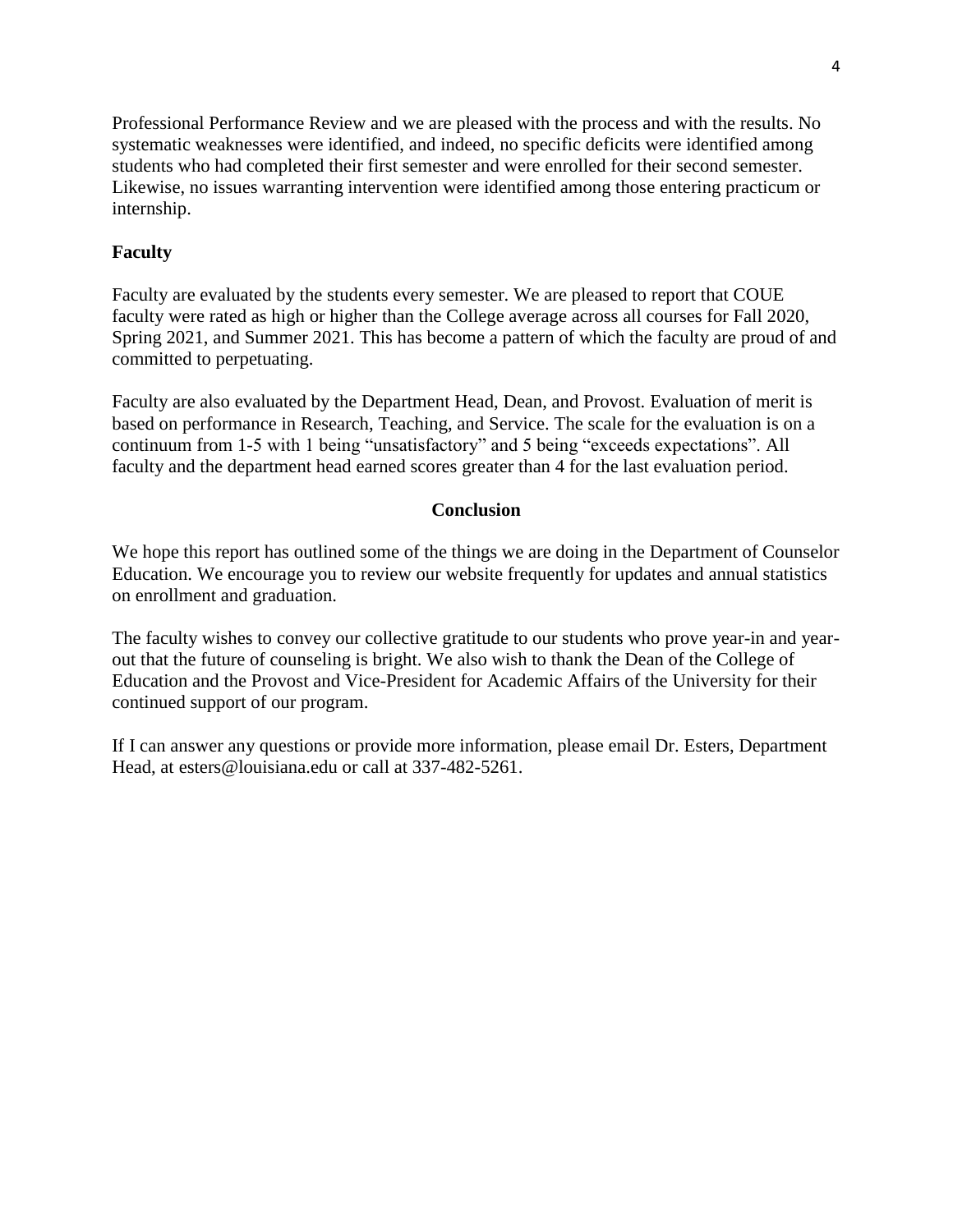Professional Performance Review and we are pleased with the process and with the results. No systematic weaknesses were identified, and indeed, no specific deficits were identified among students who had completed their first semester and were enrolled for their second semester. Likewise, no issues warranting intervention were identified among those entering practicum or internship.

**Faculty**

Faculty are evaluated by the students every semester. We are pleased to report that COUE faculty were rated as high or higher than the College average across all courses for Fall 2020, Spring 2021, and Summer 2021. This has become a pattern of which the faculty are proud of and committed to perpetuating.

Faculty are also evaluated by the Department Head, Dean, and Provost. Evaluation of merit is based on performance in Research, Teaching, and Service. The scale for the evaluation is on a continuum from 1-5 with 1 being "unsatisfactory" and 5 being "exceeds expectations". All faculty and the department head earned scores greater than 4 for the last evaluation period.

## Conclusion

We hope this report has outlined some of the things we are doing in the Department of Counselor Education. We encourage you to review our website frequently for updates and annual statistics on enrollment and graduation.

The faculty wishes to convey our collective gratitude to our students who prove year-in and year-out that the future of counseling is bright. We also wish to thank the Dean of the College of Education and the Provost and Vice-President for Academic Affairs of the University for their continued support of our program.

If I can answer any questions or provide more information, please email Dr. Esters, Department Head, at esters@louisiana.edu or call at 337-482-5261.